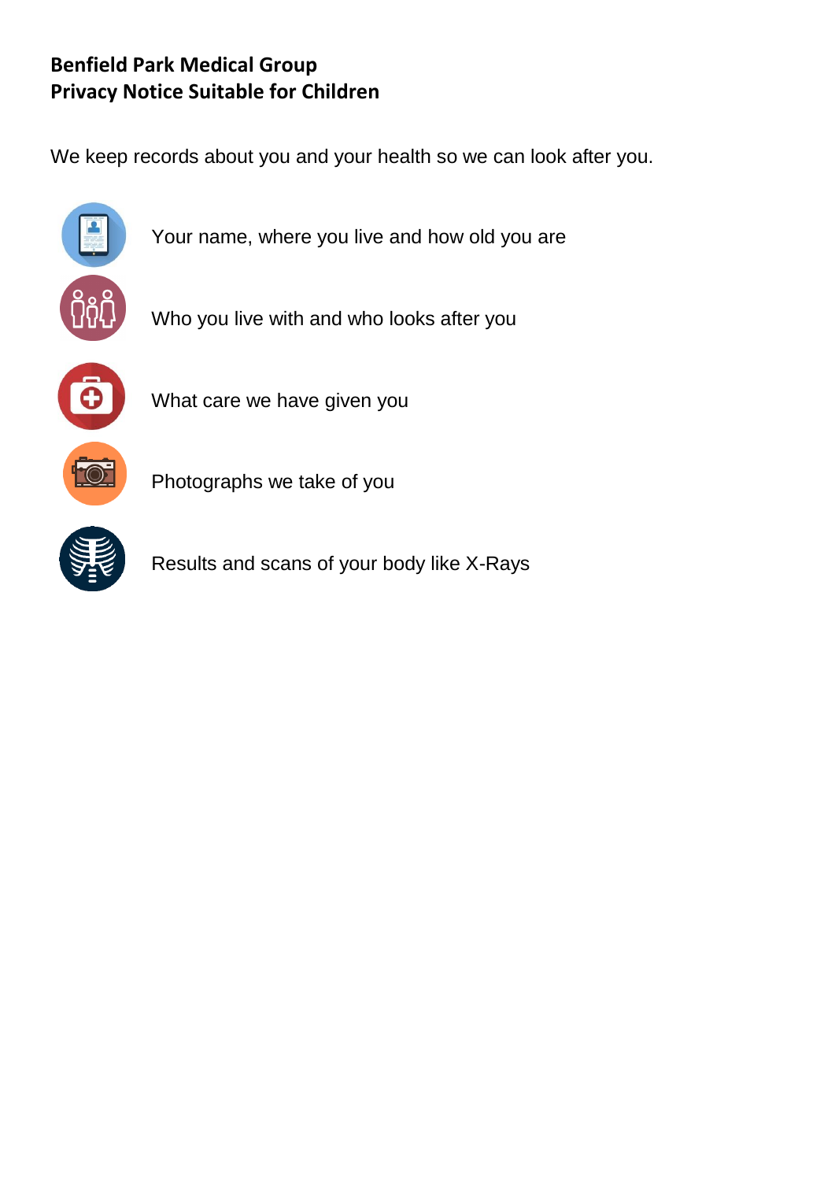**Benfield Park Medical Group**
**Privacy Notice Suitable for Children**

We keep records about you and your health so we can look after you.

- Your name, where you live and how old you are
- Who you live with and who looks after you
- What care we have given you
- Photographs we take of you
- Results and scans of your body like X-Rays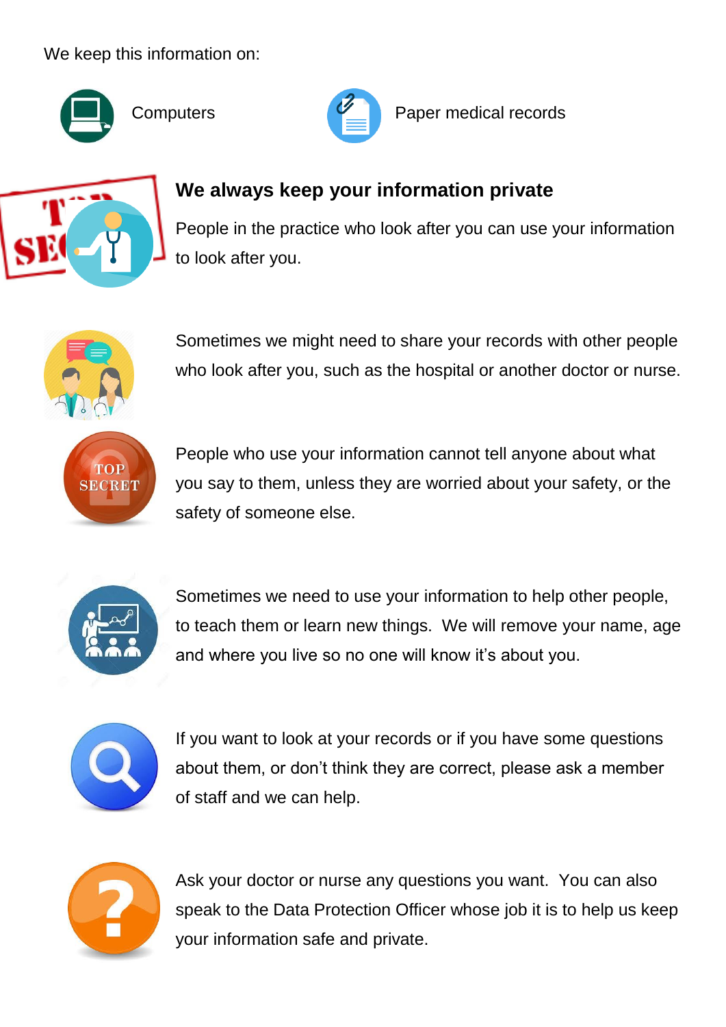We keep this information on:

Computers

Paper medical records

## We always keep your information private

People in the practice who look after you can use your information to look after you.

Sometimes we might need to share your records with other people who look after you, such as the hospital or another doctor or nurse.

People who use your information cannot tell anyone about what you say to them, unless they are worried about your safety, or the safety of someone else.

Sometimes we need to use your information to help other people, to teach them or learn new things. We will remove your name, age and where you live so no one will know it's about you.

If you want to look at your records or if you have some questions about them, or don't think they are correct, please ask a member of staff and we can help.

Ask your doctor or nurse any questions you want. You can also speak to the Data Protection Officer whose job it is to help us keep your information safe and private.